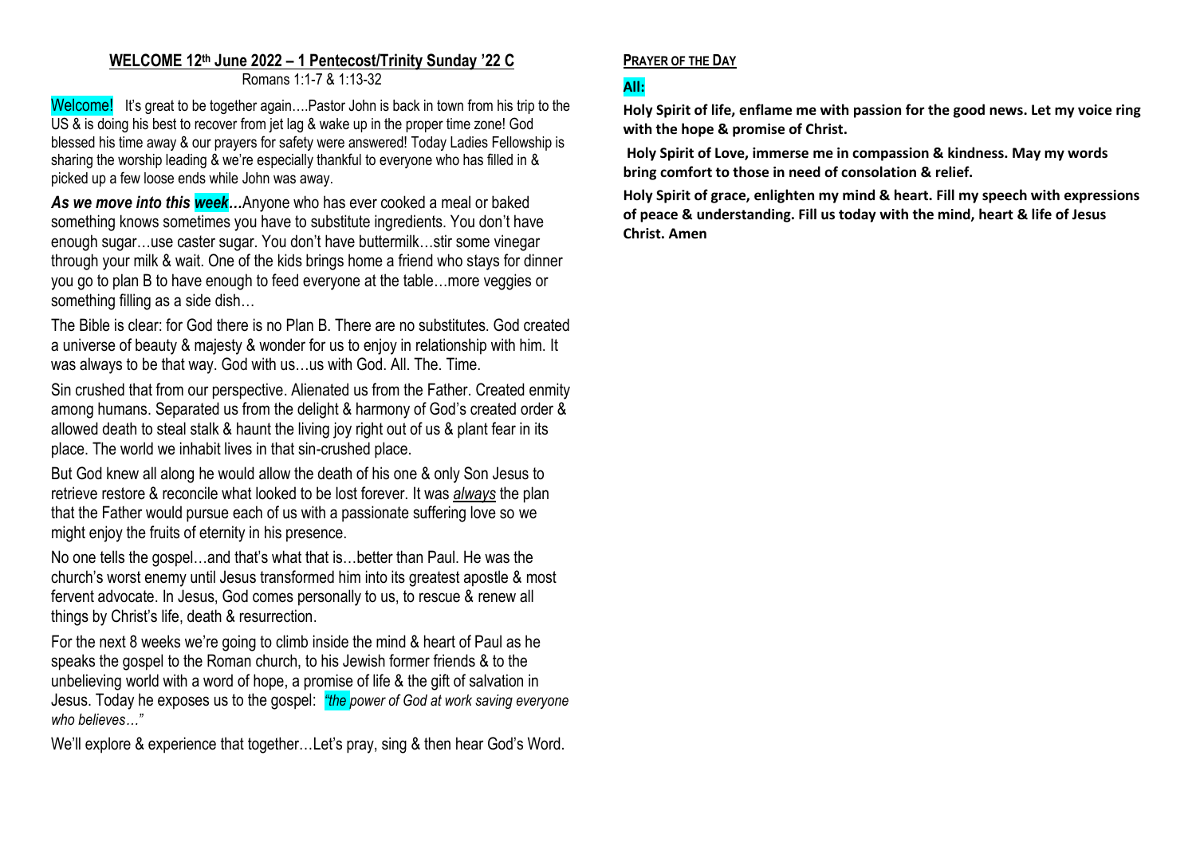## WELCOME 12th June 2022 – 1 Pentecost/Trinity Sunday '22 C

Romans 1:1-7 & 1:13-32

Welcome! It's great to be together again….Pastor John is back in town from his trip to the US & is doing his best to recover from jet lag & wake up in the proper time zone! God blessed his time away & our prayers for safety were answered! Today Ladies Fellowship is sharing the worship leading & we're especially thankful to everyone who has filled in & picked up a few loose ends while John was away.

***As we move into this week…***Anyone who has ever cooked a meal or baked something knows sometimes you have to substitute ingredients. You don't have enough sugar…use caster sugar. You don't have buttermilk…stir some vinegar through your milk & wait. One of the kids brings home a friend who stays for dinner you go to plan B to have enough to feed everyone at the table…more veggies or something filling as a side dish…

The Bible is clear: for God there is no Plan B. There are no substitutes. God created a universe of beauty & majesty & wonder for us to enjoy in relationship with him. It was always to be that way. God with us…us with God. All. The. Time.

Sin crushed that from our perspective. Alienated us from the Father. Created enmity among humans. Separated us from the delight & harmony of God's created order & allowed death to steal stalk & haunt the living joy right out of us & plant fear in its place. The world we inhabit lives in that sin-crushed place.

But God knew all along he would allow the death of his one & only Son Jesus to retrieve restore & reconcile what looked to be lost forever. It was ***always*** the plan that the Father would pursue each of us with a passionate suffering love so we might enjoy the fruits of eternity in his presence.

No one tells the gospel…and that's what that is…better than Paul. He was the church's worst enemy until Jesus transformed him into its greatest apostle & most fervent advocate. In Jesus, God comes personally to us, to rescue & renew all things by Christ's life, death & resurrection.

For the next 8 weeks we're going to climb inside the mind & heart of Paul as he speaks the gospel to the Roman church, to his Jewish former friends & to the unbelieving world with a word of hope, a promise of life & the gift of salvation in Jesus. Today he exposes us to the gospel: *"the power of God at work saving everyone who believes…"*

We'll explore & experience that together…Let's pray, sing & then hear God's Word.

### PRAYER OF THE DAY

**All:**

**Holy Spirit of life, enflame me with passion for the good news. Let my voice ring with the hope & promise of Christ.**

**Holy Spirit of Love, immerse me in compassion & kindness. May my words bring comfort to those in need of consolation & relief.**

**Holy Spirit of grace, enlighten my mind & heart. Fill my speech with expressions of peace & understanding. Fill us today with the mind, heart & life of Jesus Christ. Amen**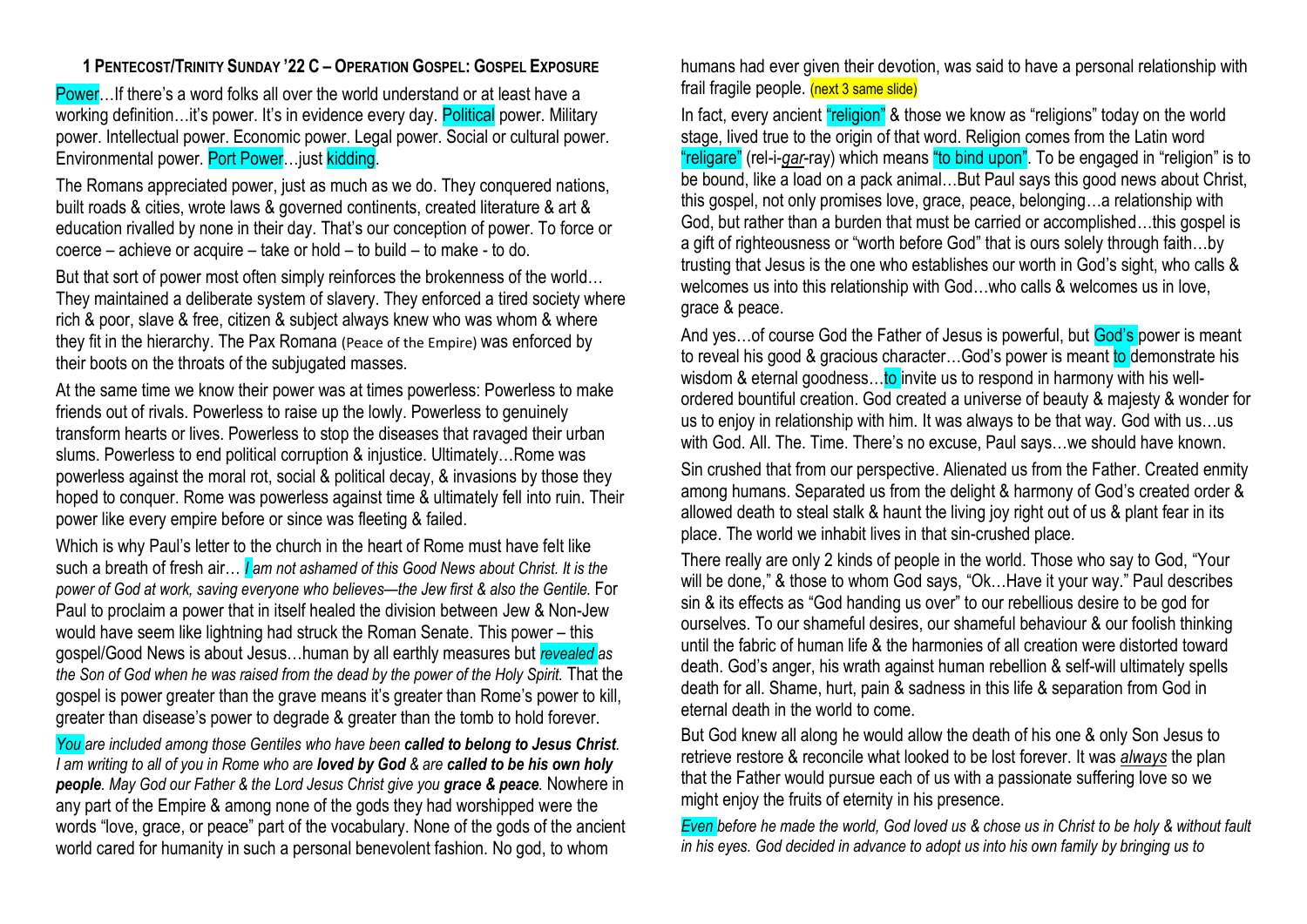### 1 PENTECOST/TRINITY SUNDAY '22 C – OPERATION GOSPEL: GOSPEL EXPOSURE

Power…If there's a word folks all over the world understand or at least have a working definition…it's power. It's in evidence every day. Political power. Military power. Intellectual power. Economic power. Legal power. Social or cultural power. Environmental power. Port Power…just kidding.

The Romans appreciated power, just as much as we do. They conquered nations, built roads & cities, wrote laws & governed continents, created literature & art & education rivalled by none in their day. That's our conception of power. To force or coerce – achieve or acquire – take or hold – to build – to make - to do.

But that sort of power most often simply reinforces the brokenness of the world… They maintained a deliberate system of slavery. They enforced a tired society where rich & poor, slave & free, citizen & subject always knew who was whom & where they fit in the hierarchy. The Pax Romana (Peace of the Empire) was enforced by their boots on the throats of the subjugated masses.

At the same time we know their power was at times powerless: Powerless to make friends out of rivals. Powerless to raise up the lowly. Powerless to genuinely transform hearts or lives. Powerless to stop the diseases that ravaged their urban slums. Powerless to end political corruption & injustice. Ultimately…Rome was powerless against the moral rot, social & political decay, & invasions by those they hoped to conquer. Rome was powerless against time & ultimately fell into ruin. Their power like every empire before or since was fleeting & failed.

Which is why Paul's letter to the church in the heart of Rome must have felt like such a breath of fresh air… *I am not ashamed of this Good News about Christ. It is the power of God at work, saving everyone who believes—the Jew first & also the Gentile.* For Paul to proclaim a power that in itself healed the division between Jew & Non-Jew would have seem like lightning had struck the Roman Senate. This power – this gospel/Good News is about Jesus…human by all earthly measures but *revealed as the Son of God when he was raised from the dead by the power of the Holy Spirit.* That the gospel is power greater than the grave means it's greater than Rome's power to kill, greater than disease's power to degrade & greater than the tomb to hold forever.

*You are included among those Gentiles who have been **called to belong to Jesus Christ**. I am writing to all of you in Rome who are **loved by God** & are **called to be his own holy people**. May God our Father & the Lord Jesus Christ give you **grace & peace**.* Nowhere in any part of the Empire & among none of the gods they had worshipped were the words "love, grace, or peace" part of the vocabulary. None of the gods of the ancient world cared for humanity in such a personal benevolent fashion. No god, to whom humans had ever given their devotion, was said to have a personal relationship with frail fragile people. (next 3 same slide)

In fact, every ancient "religion" & those we know as "religions" today on the world stage, lived true to the origin of that word. Religion comes from the Latin word "religare" (rel-i-*gar*-ray) which means "to bind upon". To be engaged in "religion" is to be bound, like a load on a pack animal…But Paul says this good news about Christ, this gospel, not only promises love, grace, peace, belonging…a relationship with God, but rather than a burden that must be carried or accomplished…this gospel is a gift of righteousness or "worth before God" that is ours solely through faith…by trusting that Jesus is the one who establishes our worth in God's sight, who calls & welcomes us into this relationship with God…who calls & welcomes us in love, grace & peace.

And yes…of course God the Father of Jesus is powerful, but God's power is meant to reveal his good & gracious character…God's power is meant to demonstrate his wisdom & eternal goodness…to invite us to respond in harmony with his well-ordered bountiful creation. God created a universe of beauty & majesty & wonder for us to enjoy in relationship with him. It was always to be that way. God with us…us with God. All. The. Time. There's no excuse, Paul says…we should have known.

Sin crushed that from our perspective. Alienated us from the Father. Created enmity among humans. Separated us from the delight & harmony of God's created order & allowed death to steal stalk & haunt the living joy right out of us & plant fear in its place. The world we inhabit lives in that sin-crushed place.

There really are only 2 kinds of people in the world. Those who say to God, "Your will be done," & those to whom God says, "Ok…Have it your way." Paul describes sin & its effects as "God handing us over" to our rebellious desire to be god for ourselves. To our shameful desires, our shameful behaviour & our foolish thinking until the fabric of human life & the harmonies of all creation were distorted toward death. God's anger, his wrath against human rebellion & self-will ultimately spells death for all. Shame, hurt, pain & sadness in this life & separation from God in eternal death in the world to come.

But God knew all along he would allow the death of his one & only Son Jesus to retrieve restore & reconcile what looked to be lost forever. It was *always* the plan that the Father would pursue each of us with a passionate suffering love so we might enjoy the fruits of eternity in his presence.

*Even before he made the world, God loved us & chose us in Christ to be holy & without fault in his eyes. God decided in advance to adopt us into his own family by bringing us to*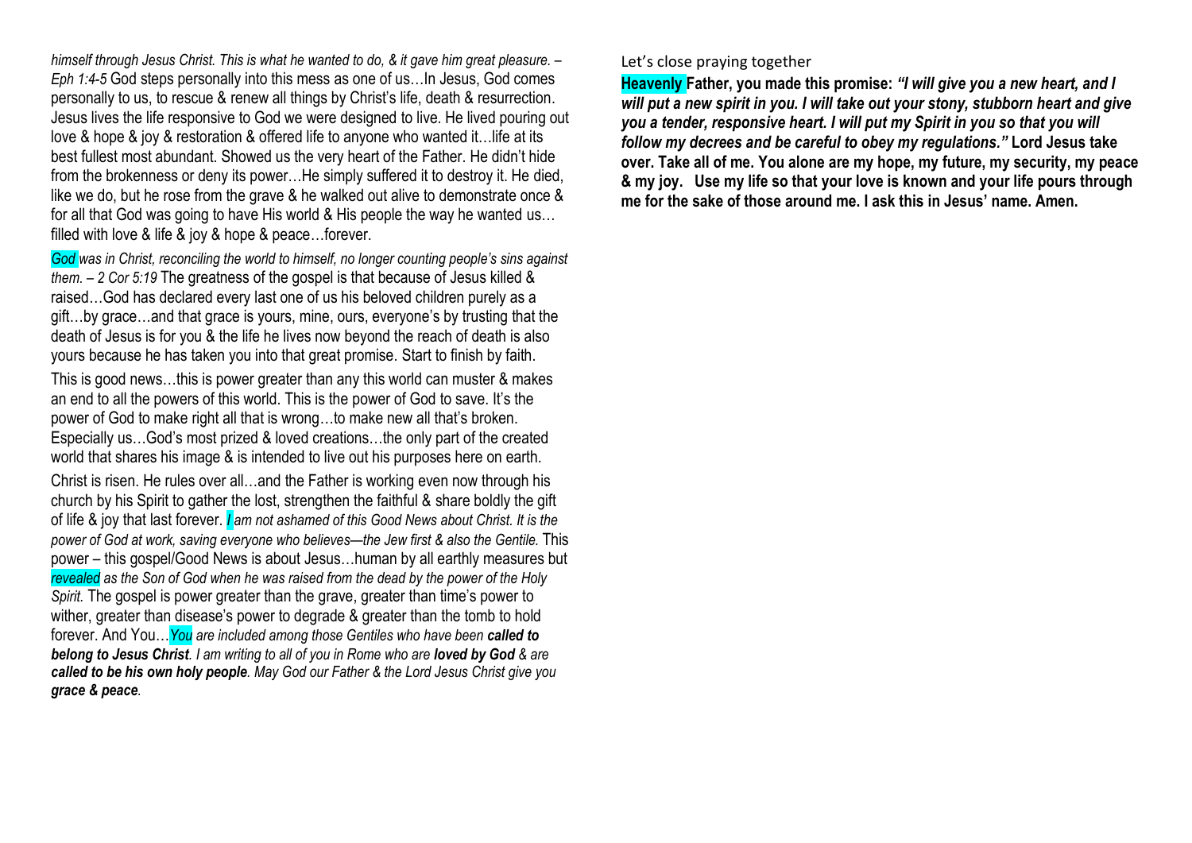*himself through Jesus Christ. This is what he wanted to do, & it gave him great pleasure. – Eph 1:4-5* God steps personally into this mess as one of us…In Jesus, God comes personally to us, to rescue & renew all things by Christ's life, death & resurrection. Jesus lives the life responsive to God we were designed to live. He lived pouring out love & hope & joy & restoration & offered life to anyone who wanted it…life at its best fullest most abundant. Showed us the very heart of the Father. He didn't hide from the brokenness or deny its power…He simply suffered it to destroy it. He died, like we do, but he rose from the grave & he walked out alive to demonstrate once & for all that God was going to have His world & His people the way he wanted us…filled with love & life & joy & hope & peace…forever.

*God was in Christ, reconciling the world to himself, no longer counting people's sins against them. – 2 Cor 5:19* The greatness of the gospel is that because of Jesus killed & raised…God has declared every last one of us his beloved children purely as a gift…by grace…and that grace is yours, mine, ours, everyone's by trusting that the death of Jesus is for you & the life he lives now beyond the reach of death is also yours because he has taken you into that great promise. Start to finish by faith.

This is good news…this is power greater than any this world can muster & makes an end to all the powers of this world. This is the power of God to save. It's the power of God to make right all that is wrong…to make new all that's broken. Especially us…God's most prized & loved creations…the only part of the created world that shares his image & is intended to live out his purposes here on earth.

Christ is risen. He rules over all…and the Father is working even now through his church by his Spirit to gather the lost, strengthen the faithful & share boldly the gift of life & joy that last forever. *I am not ashamed of this Good News about Christ. It is the power of God at work, saving everyone who believes—the Jew first & also the Gentile.* This power – this gospel/Good News is about Jesus…human by all earthly measures but *revealed as the Son of God when he was raised from the dead by the power of the Holy Spirit.* The gospel is power greater than the grave, greater than time's power to wither, greater than disease's power to degrade & greater than the tomb to hold forever. And You…*You are included among those Gentiles who have been **called to belong to Jesus Christ**. I am writing to all of you in Rome who are **loved by God** & are **called to be his own holy people**. May God our Father & the Lord Jesus Christ give you **grace & peace**.*

Let's close praying together

**Heavenly Father, you made this promise: *"I will give you a new heart, and I will put a new spirit in you. I will take out your stony, stubborn heart and give you a tender, responsive heart. I will put my Spirit in you so that you will follow my decrees and be careful to obey my regulations."* Lord Jesus take over. Take all of me. You alone are my hope, my future, my security, my peace & my joy. Use my life so that your love is known and your life pours through me for the sake of those around me. I ask this in Jesus' name. Amen.**